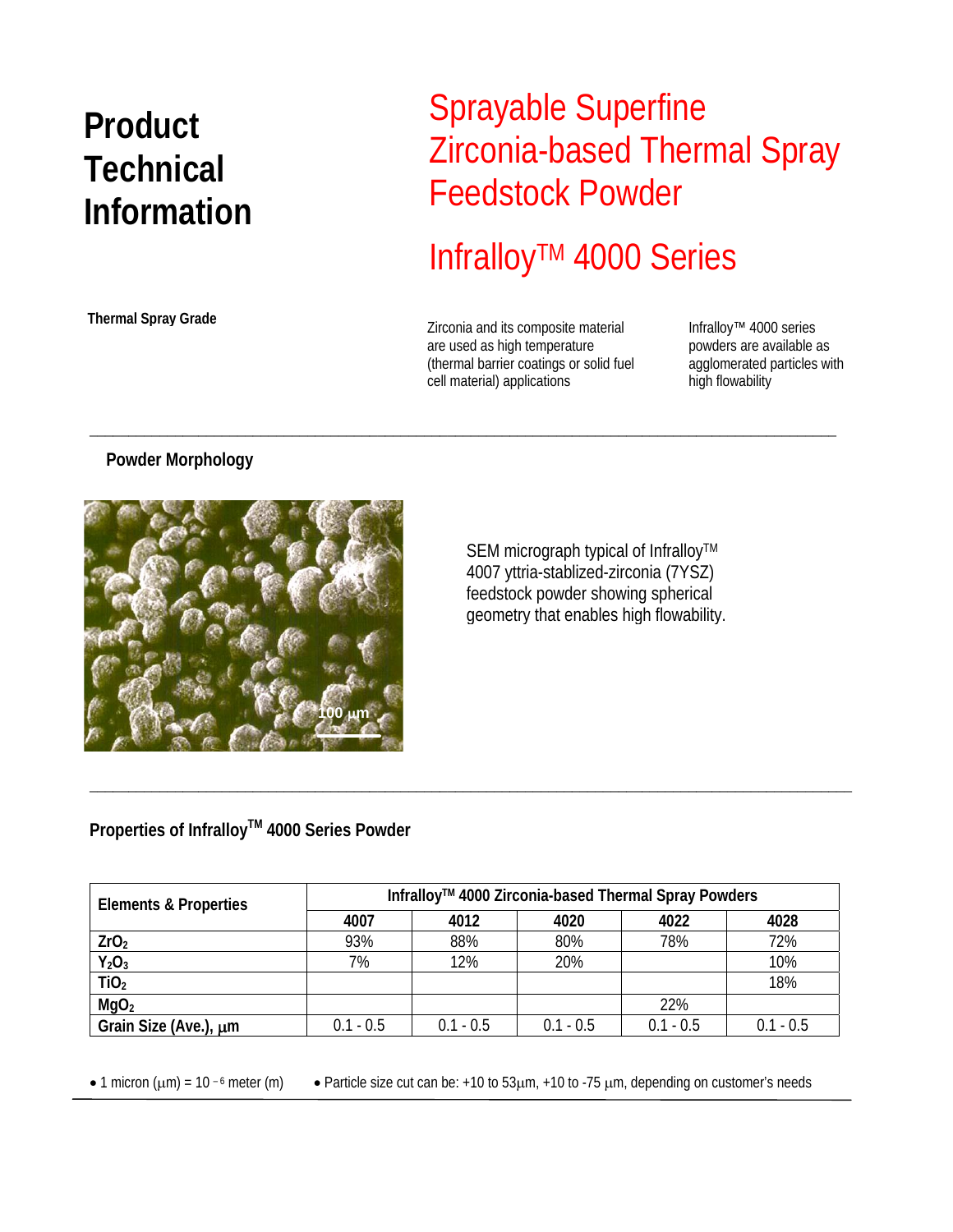# Product Technical Information

## Sprayable Superfine Zirconia-based Thermal Spray Feedstock Powder

## Infralloy™ 4000 Series

**Thermal Spray Grade**

Zirconia and its composite material are used as high temperature (thermal barrier coatings or solid fuel cell material) applications

Infralloy™ 4000 series powders are available as agglomerated particles with high flowability

### Powder Morphology

100 µm

SEM micrograph typical of Infralloy™ 4007 yttria-stablized-zirconia (7YSZ) feedstock powder showing spherical geometry that enables high flowability.

### Properties of Infralloy™ 4000 Series Powder

| Elements & Properties | Infralloy™ 4000 Zirconia-based Thermal Spray Powders | | | | |
|---|---|---|---|---|---|
| | 4007 | 4012 | 4020 | 4022 | 4028 |
| $ZrO_2$ | 93% | 88% | 80% | 78% | 72% |
| $Y_2O_3$ | 7% | 12% | 20% | | 10% |
| $TiO_2$ | | | | | 18% |
| $MgO_2$ | | | | 22% | |
| Grain Size (Ave.), µm | 0.1 - 0.5 | 0.1 - 0.5 | 0.1 - 0.5 | 0.1 - 0.5 | 0.1 - 0.5 |

- 1 micron (µm) = $10^{-6}$ meter (m)
- Particle size cut can be: +10 to 53µm, +10 to -75 µm, depending on customer's needs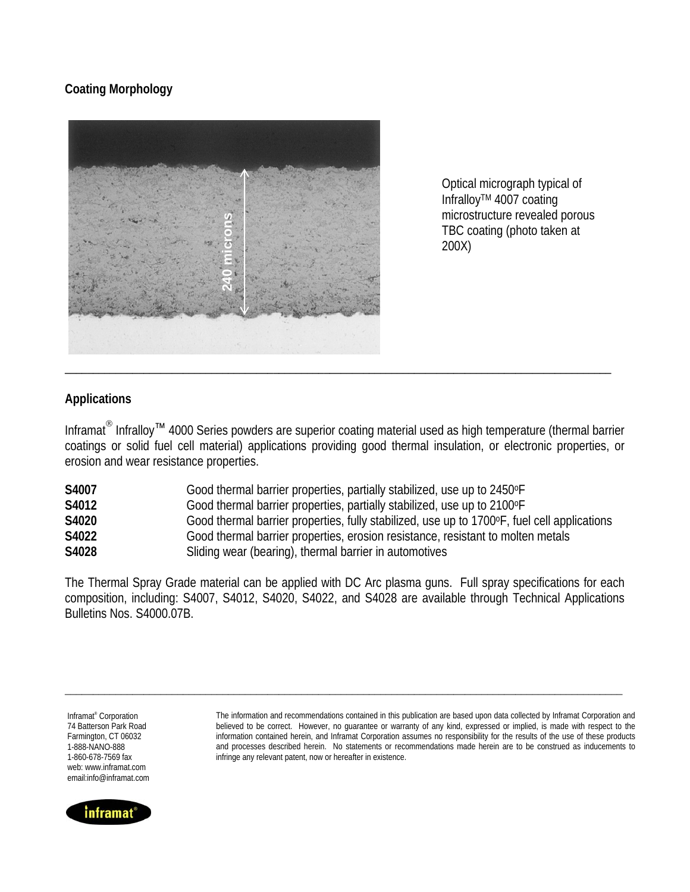## Coating Morphology

240 microns

Optical micrograph typical of Infralloy™ 4007 coating microstructure revealed porous TBC coating (photo taken at 200X)

## Applications

Inframat® Infralloy™ 4000 Series powders are superior coating material used as high temperature (thermal barrier coatings or solid fuel cell material) applications providing good thermal insulation, or electronic properties, or erosion and wear resistance properties.

| | |
|---|---|
| **S4007** | Good thermal barrier properties, partially stabilized, use up to 2450°F |
| **S4012** | Good thermal barrier properties, partially stabilized, use up to 2100°F |
| **S4020** | Good thermal barrier properties, fully stabilized, use up to 1700°F, fuel cell applications |
| **S4022** | Good thermal barrier properties, erosion resistance, resistant to molten metals |
| **S4028** | Sliding wear (bearing), thermal barrier in automotives |

The Thermal Spray Grade material can be applied with DC Arc plasma guns. Full spray specifications for each composition, including: S4007, S4012, S4020, S4022, and S4028 are available through Technical Applications Bulletins Nos. S4000.07B.

Inframat® Corporation
74 Batterson Park Road
Farmington, CT 06032
1-888-NANO-888
1-860-678-7569 fax
web: www.inframat.com
email:info@inframat.com

The information and recommendations contained in this publication are based upon data collected by Inframat Corporation and believed to be correct. However, no guarantee or warranty of any kind, expressed or implied, is made with respect to the information contained herein, and Inframat Corporation assumes no responsibility for the results of the use of these products and processes described herein. No statements or recommendations made herein are to be construed as inducements to infringe any relevant patent, now or hereafter in existence.

inframat®